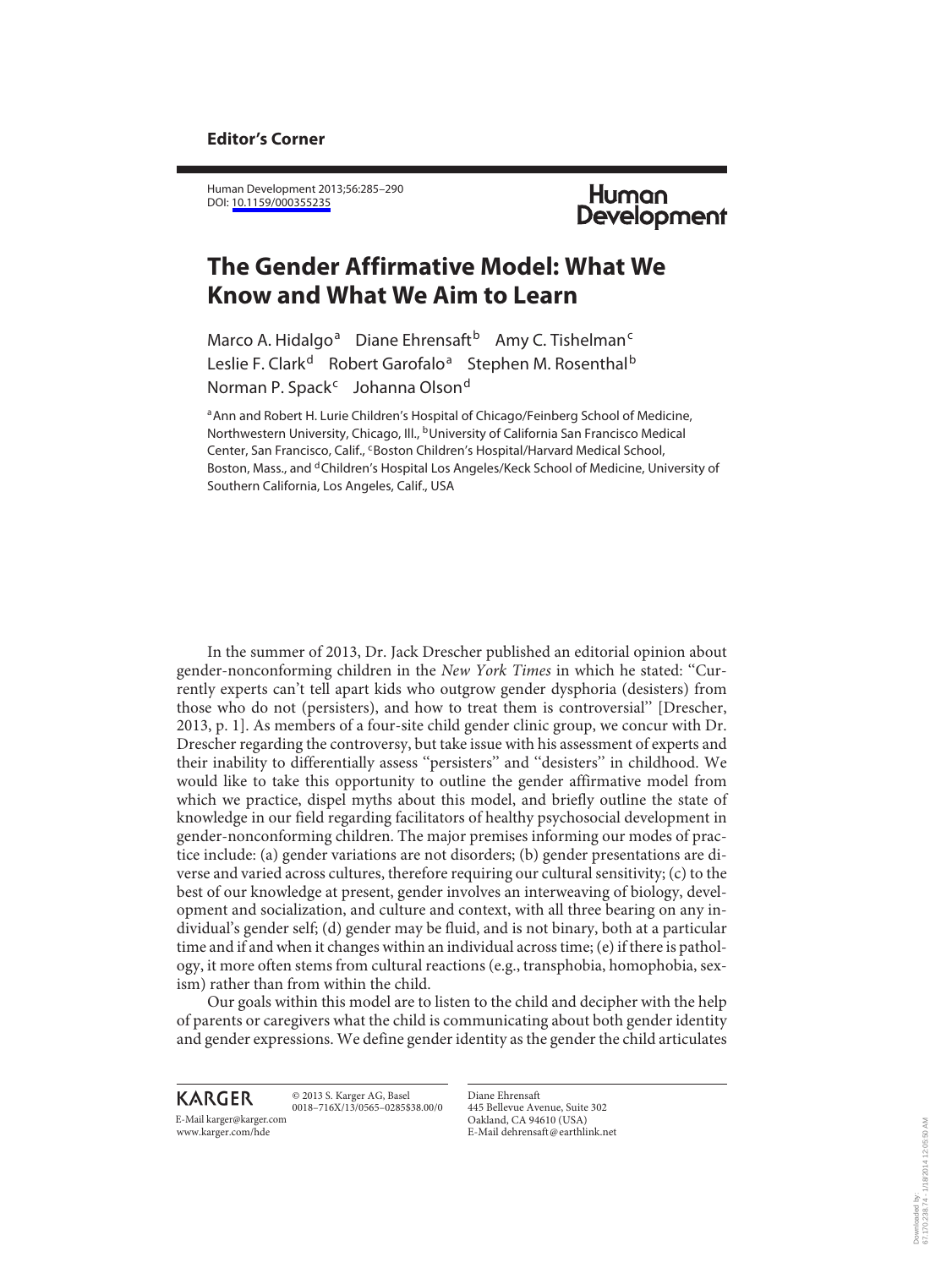**Editor's Corner**

Human Development 2013;56:285–290
DOI: 10.1159/000355235

# The Gender Affirmative Model: What We Know and What We Aim to Learn

Marco A. Hidalgo[a] Diane Ehrensaft[b] Amy C. Tishelman[c] Leslie F. Clark[d] Robert Garofalo[a] Stephen M. Rosenthal[b] Norman P. Spack[c] Johanna Olson[d]

[a]Ann and Robert H. Lurie Children's Hospital of Chicago/Feinberg School of Medicine, Northwestern University, Chicago, Ill., [b]University of California San Francisco Medical Center, San Francisco, Calif., [c]Boston Children's Hospital/Harvard Medical School, Boston, Mass., and [d]Children's Hospital Los Angeles/Keck School of Medicine, University of Southern California, Los Angeles, Calif., USA

In the summer of 2013, Dr. Jack Drescher published an editorial opinion about gender-nonconforming children in the *New York Times* in which he stated: "Currently experts can't tell apart kids who outgrow gender dysphoria (desisters) from those who do not (persisters), and how to treat them is controversial" [Drescher, 2013, p. 1]. As members of a four-site child gender clinic group, we concur with Dr. Drescher regarding the controversy, but take issue with his assessment of experts and their inability to differentially assess "persisters" and "desisters" in childhood. We would like to take this opportunity to outline the gender affirmative model from which we practice, dispel myths about this model, and briefly outline the state of knowledge in our field regarding facilitators of healthy psychosocial development in gender-nonconforming children. The major premises informing our modes of practice include: (a) gender variations are not disorders; (b) gender presentations are diverse and varied across cultures, therefore requiring our cultural sensitivity; (c) to the best of our knowledge at present, gender involves an interweaving of biology, development and socialization, and culture and context, with all three bearing on any individual's gender self; (d) gender may be fluid, and is not binary, both at a particular time and if and when it changes within an individual across time; (e) if there is pathology, it more often stems from cultural reactions (e.g., transphobia, homophobia, sexism) rather than from within the child.

Our goals within this model are to listen to the child and decipher with the help of parents or caregivers what the child is communicating about both gender identity and gender expressions. We define gender identity as the gender the child articulates

KARGER
E-Mail karger@karger.com
www.karger.com/hde

© 2013 S. Karger AG, Basel
0018–716X/13/0565–0285$38.00/0

Diane Ehrensaft
445 Bellevue Avenue, Suite 302
Oakland, CA 94610 (USA)
E-Mail dehrensaft@earthlink.net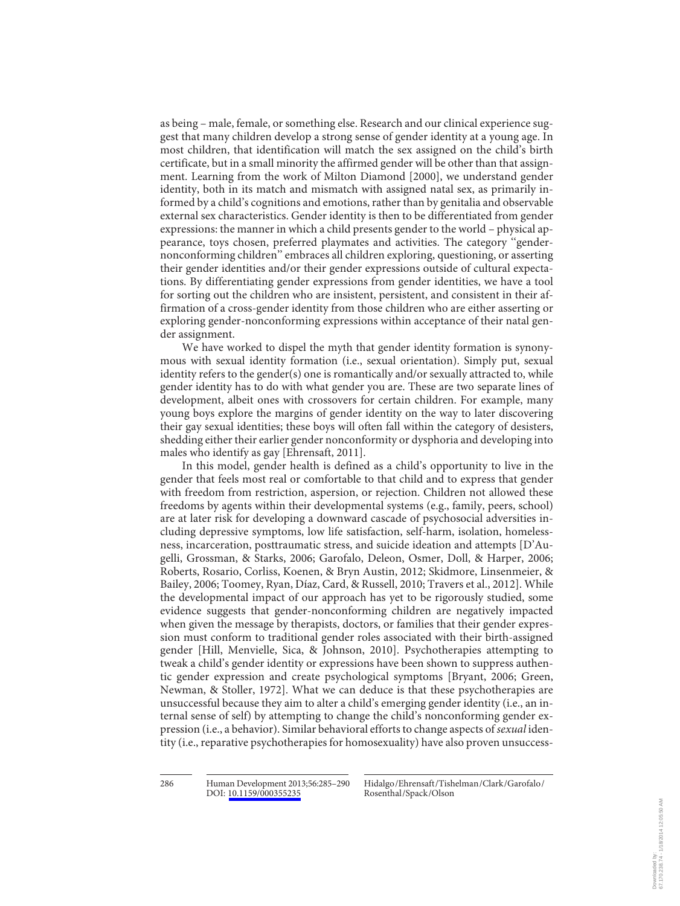as being – male, female, or something else. Research and our clinical experience suggest that many children develop a strong sense of gender identity at a young age. In most children, that identification will match the sex assigned on the child's birth certificate, but in a small minority the affirmed gender will be other than that assignment. Learning from the work of Milton Diamond [2000], we understand gender identity, both in its match and mismatch with assigned natal sex, as primarily informed by a child's cognitions and emotions, rather than by genitalia and observable external sex characteristics. Gender identity is then to be differentiated from gender expressions: the manner in which a child presents gender to the world – physical appearance, toys chosen, preferred playmates and activities. The category "gender-nonconforming children" embraces all children exploring, questioning, or asserting their gender identities and/or their gender expressions outside of cultural expectations. By differentiating gender expressions from gender identities, we have a tool for sorting out the children who are insistent, persistent, and consistent in their affirmation of a cross-gender identity from those children who are either asserting or exploring gender-nonconforming expressions within acceptance of their natal gender assignment.

We have worked to dispel the myth that gender identity formation is synonymous with sexual identity formation (i.e., sexual orientation). Simply put, sexual identity refers to the gender(s) one is romantically and/or sexually attracted to, while gender identity has to do with what gender you are. These are two separate lines of development, albeit ones with crossovers for certain children. For example, many young boys explore the margins of gender identity on the way to later discovering their gay sexual identities; these boys will often fall within the category of desisters, shedding either their earlier gender nonconformity or dysphoria and developing into males who identify as gay [Ehrensaft, 2011].

In this model, gender health is defined as a child's opportunity to live in the gender that feels most real or comfortable to that child and to express that gender with freedom from restriction, aspersion, or rejection. Children not allowed these freedoms by agents within their developmental systems (e.g., family, peers, school) are at later risk for developing a downward cascade of psychosocial adversities including depressive symptoms, low life satisfaction, self-harm, isolation, homelessness, incarceration, posttraumatic stress, and suicide ideation and attempts [D'Augelli, Grossman, & Starks, 2006; Garofalo, Deleon, Osmer, Doll, & Harper, 2006; Roberts, Rosario, Corliss, Koenen, & Bryn Austin, 2012; Skidmore, Linsenmeier, & Bailey, 2006; Toomey, Ryan, Díaz, Card, & Russell, 2010; Travers et al., 2012]. While the developmental impact of our approach has yet to be rigorously studied, some evidence suggests that gender-nonconforming children are negatively impacted when given the message by therapists, doctors, or families that their gender expression must conform to traditional gender roles associated with their birth-assigned gender [Hill, Menvielle, Sica, & Johnson, 2010]. Psychotherapies attempting to tweak a child's gender identity or expressions have been shown to suppress authentic gender expression and create psychological symptoms [Bryant, 2006; Green, Newman, & Stoller, 1972]. What we can deduce is that these psychotherapies are unsuccessful because they aim to alter a child's emerging gender identity (i.e., an internal sense of self) by attempting to change the child's nonconforming gender expression (i.e., a behavior). Similar behavioral efforts to change aspects of *sexual* identity (i.e., reparative psychotherapies for homosexuality) have also proven unsuccess-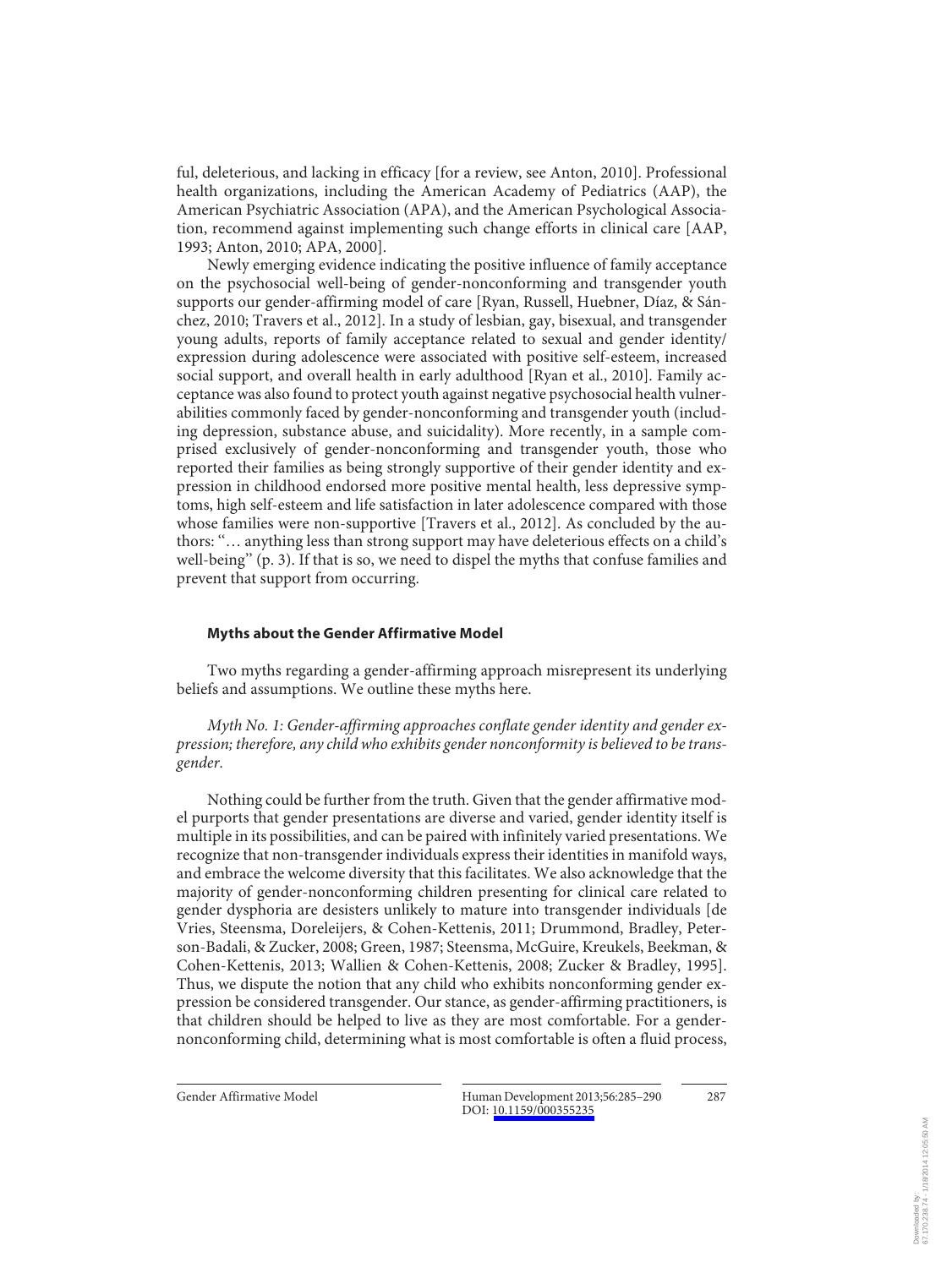ful, deleterious, and lacking in efficacy [for a review, see Anton, 2010]. Professional health organizations, including the American Academy of Pediatrics (AAP), the American Psychiatric Association (APA), and the American Psychological Association, recommend against implementing such change efforts in clinical care [AAP, 1993; Anton, 2010; APA, 2000].

Newly emerging evidence indicating the positive influence of family acceptance on the psychosocial well-being of gender-nonconforming and transgender youth supports our gender-affirming model of care [Ryan, Russell, Huebner, Díaz, & Sánchez, 2010; Travers et al., 2012]. In a study of lesbian, gay, bisexual, and transgender young adults, reports of family acceptance related to sexual and gender identity/expression during adolescence were associated with positive self-esteem, increased social support, and overall health in early adulthood [Ryan et al., 2010]. Family acceptance was also found to protect youth against negative psychosocial health vulnerabilities commonly faced by gender-nonconforming and transgender youth (including depression, substance abuse, and suicidality). More recently, in a sample comprised exclusively of gender-nonconforming and transgender youth, those who reported their families as being strongly supportive of their gender identity and expression in childhood endorsed more positive mental health, less depressive symptoms, high self-esteem and life satisfaction in later adolescence compared with those whose families were non-supportive [Travers et al., 2012]. As concluded by the authors: "… anything less than strong support may have deleterious effects on a child's well-being" (p. 3). If that is so, we need to dispel the myths that confuse families and prevent that support from occurring.

## Myths about the Gender Affirmative Model

Two myths regarding a gender-affirming approach misrepresent its underlying beliefs and assumptions. We outline these myths here.

*Myth No. 1: Gender-affirming approaches conflate gender identity and gender expression; therefore, any child who exhibits gender nonconformity is believed to be transgender.*

Nothing could be further from the truth. Given that the gender affirmative model purports that gender presentations are diverse and varied, gender identity itself is multiple in its possibilities, and can be paired with infinitely varied presentations. We recognize that non-transgender individuals express their identities in manifold ways, and embrace the welcome diversity that this facilitates. We also acknowledge that the majority of gender-nonconforming children presenting for clinical care related to gender dysphoria are desisters unlikely to mature into transgender individuals [de Vries, Steensma, Doreleijers, & Cohen-Kettenis, 2011; Drummond, Bradley, Peterson-Badali, & Zucker, 2008; Green, 1987; Steensma, McGuire, Kreukels, Beekman, & Cohen-Kettenis, 2013; Wallien & Cohen-Kettenis, 2008; Zucker & Bradley, 1995]. Thus, we dispute the notion that any child who exhibits nonconforming gender expression be considered transgender. Our stance, as gender-affirming practitioners, is that children should be helped to live as they are most comfortable. For a gender-nonconforming child, determining what is most comfortable is often a fluid process,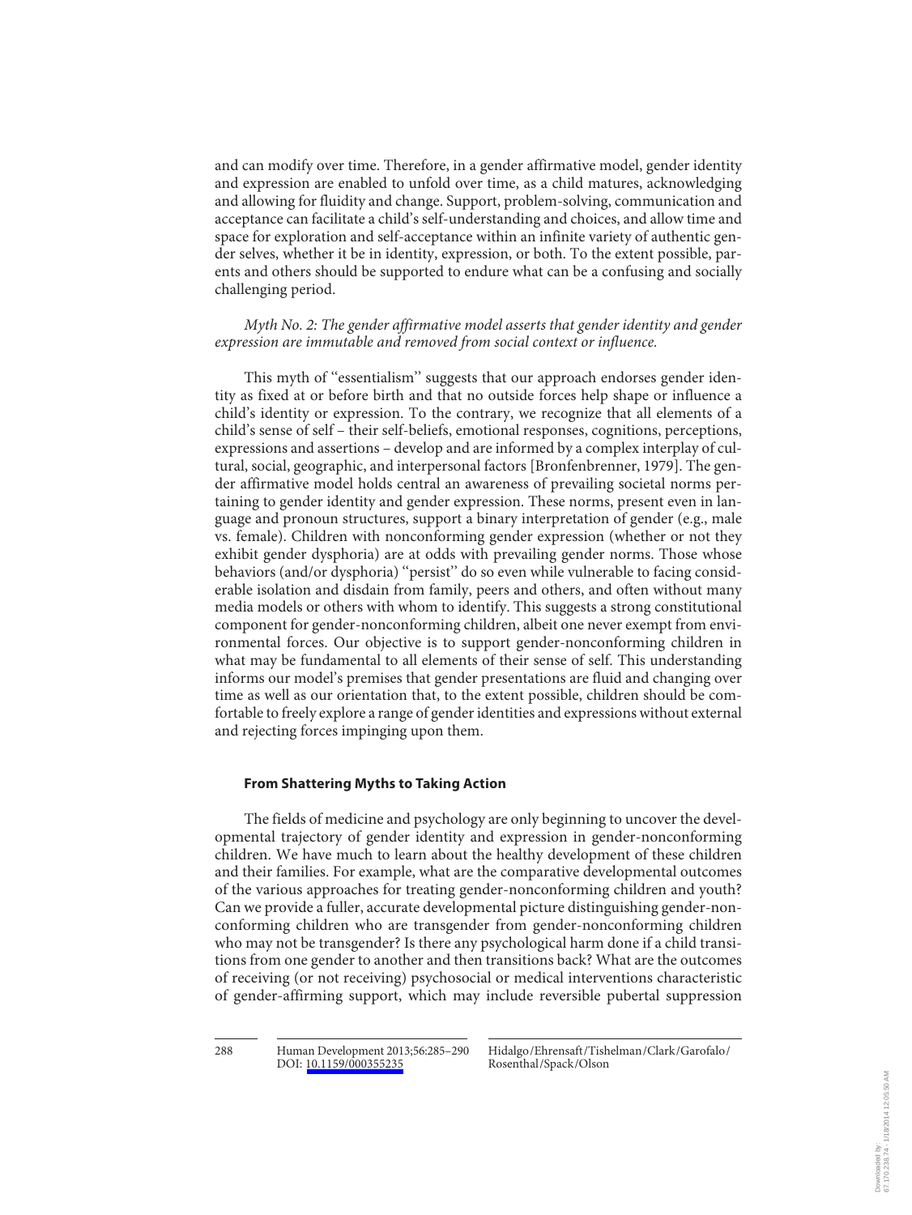and can modify over time. Therefore, in a gender affirmative model, gender identity and expression are enabled to unfold over time, as a child matures, acknowledging and allowing for fluidity and change. Support, problem-solving, communication and acceptance can facilitate a child's self-understanding and choices, and allow time and space for exploration and self-acceptance within an infinite variety of authentic gender selves, whether it be in identity, expression, or both. To the extent possible, parents and others should be supported to endure what can be a confusing and socially challenging period.

*Myth No. 2: The gender affirmative model asserts that gender identity and gender expression are immutable and removed from social context or influence.*

This myth of "essentialism" suggests that our approach endorses gender identity as fixed at or before birth and that no outside forces help shape or influence a child's identity or expression. To the contrary, we recognize that all elements of a child's sense of self – their self-beliefs, emotional responses, cognitions, perceptions, expressions and assertions – develop and are informed by a complex interplay of cultural, social, geographic, and interpersonal factors [Bronfenbrenner, 1979]. The gender affirmative model holds central an awareness of prevailing societal norms pertaining to gender identity and gender expression. These norms, present even in language and pronoun structures, support a binary interpretation of gender (e.g., male vs. female). Children with nonconforming gender expression (whether or not they exhibit gender dysphoria) are at odds with prevailing gender norms. Those whose behaviors (and/or dysphoria) "persist" do so even while vulnerable to facing considerable isolation and disdain from family, peers and others, and often without many media models or others with whom to identify. This suggests a strong constitutional component for gender-nonconforming children, albeit one never exempt from environmental forces. Our objective is to support gender-nonconforming children in what may be fundamental to all elements of their sense of self. This understanding informs our model's premises that gender presentations are fluid and changing over time as well as our orientation that, to the extent possible, children should be comfortable to freely explore a range of gender identities and expressions without external and rejecting forces impinging upon them.

### From Shattering Myths to Taking Action

The fields of medicine and psychology are only beginning to uncover the developmental trajectory of gender identity and expression in gender-nonconforming children. We have much to learn about the healthy development of these children and their families. For example, what are the comparative developmental outcomes of the various approaches for treating gender-nonconforming children and youth? Can we provide a fuller, accurate developmental picture distinguishing gender-nonconforming children who are transgender from gender-nonconforming children who may not be transgender? Is there any psychological harm done if a child transitions from one gender to another and then transitions back? What are the outcomes of receiving (or not receiving) psychosocial or medical interventions characteristic of gender-affirming support, which may include reversible pubertal suppression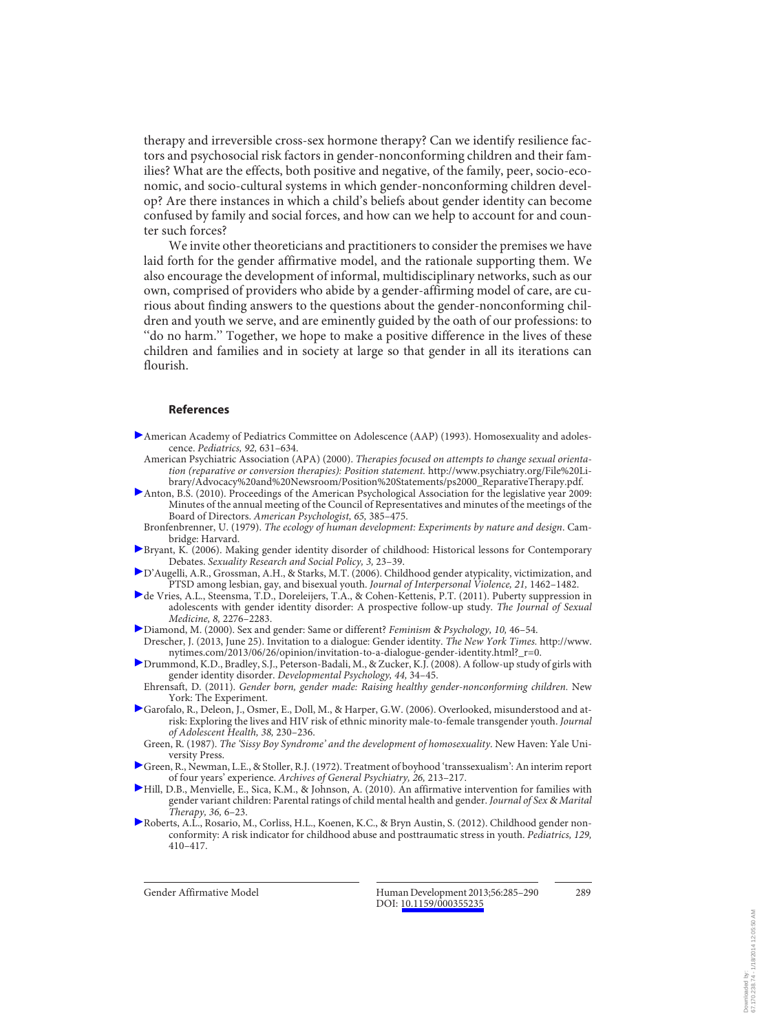therapy and irreversible cross-sex hormone therapy? Can we identify resilience factors and psychosocial risk factors in gender-nonconforming children and their families? What are the effects, both positive and negative, of the family, peer, socio-economic, and socio-cultural systems in which gender-nonconforming children develop? Are there instances in which a child's beliefs about gender identity can become confused by family and social forces, and how can we help to account for and counter such forces?

We invite other theoreticians and practitioners to consider the premises we have laid forth for the gender affirmative model, and the rationale supporting them. We also encourage the development of informal, multidisciplinary networks, such as our own, comprised of providers who abide by a gender-affirming model of care, are curious about finding answers to the questions about the gender-nonconforming children and youth we serve, and are eminently guided by the oath of our professions: to ''do no harm.'' Together, we hope to make a positive difference in the lives of these children and families and in society at large so that gender in all its iterations can flourish.

## References

American Academy of Pediatrics Committee on Adolescence (AAP) (1993). Homosexuality and adolescence. *Pediatrics, 92,* 631–634.

American Psychiatric Association (APA) (2000). *Therapies focused on attempts to change sexual orientation (reparative or conversion therapies): Position statement.* http://www.psychiatry.org/File%20Library/Advocacy%20and%20Newsroom/Position%20Statements/ps2000_ReparativeTherapy.pdf.

Anton, B.S. (2010). Proceedings of the American Psychological Association for the legislative year 2009: Minutes of the annual meeting of the Council of Representatives and minutes of the meetings of the Board of Directors. *American Psychologist, 65,* 385–475.

Bronfenbrenner, U. (1979). *The ecology of human development: Experiments by nature and design*. Cambridge: Harvard.

Bryant, K. (2006). Making gender identity disorder of childhood: Historical lessons for Contemporary Debates. *Sexuality Research and Social Policy, 3,* 23–39.

D'Augelli, A.R., Grossman, A.H., & Starks, M.T. (2006). Childhood gender atypicality, victimization, and PTSD among lesbian, gay, and bisexual youth. *Journal of Interpersonal Violence, 21,* 1462–1482.

de Vries, A.L., Steensma, T.D., Doreleijers, T.A., & Cohen-Kettenis, P.T. (2011). Puberty suppression in adolescents with gender identity disorder: A prospective follow-up study. *The Journal of Sexual Medicine, 8,* 2276–2283.

Diamond, M. (2000). Sex and gender: Same or different? *Feminism & Psychology, 10,* 46–54.

Drescher, J. (2013, June 25). Invitation to a dialogue: Gender identity. *The New York Times.* http://www.nytimes.com/2013/06/26/opinion/invitation-to-a-dialogue-gender-identity.html?_r=0.

Drummond, K.D., Bradley, S.J., Peterson-Badali, M., & Zucker, K.J. (2008). A follow-up study of girls with gender identity disorder. *Developmental Psychology, 44,* 34–45.

Ehrensaft, D. (2011). *Gender born, gender made: Raising healthy gender-nonconforming children.* New York: The Experiment.

Garofalo, R., Deleon, J., Osmer, E., Doll, M., & Harper, G.W. (2006). Overlooked, misunderstood and at-risk: Exploring the lives and HIV risk of ethnic minority male-to-female transgender youth. *Journal of Adolescent Health, 38,* 230–236.

Green, R. (1987). *The 'Sissy Boy Syndrome' and the development of homosexuality*. New Haven: Yale University Press.

Green, R., Newman, L.E., & Stoller, R.J. (1972). Treatment of boyhood 'transsexualism': An interim report of four years' experience. *Archives of General Psychiatry, 26,* 213–217.

Hill, D.B., Menvielle, E., Sica, K.M., & Johnson, A. (2010). An affirmative intervention for families with gender variant children: Parental ratings of child mental health and gender. *Journal of Sex & Marital Therapy, 36,* 6–23.

Roberts, A.L., Rosario, M., Corliss, H.L., Koenen, K.C., & Bryn Austin, S. (2012). Childhood gender nonconformity: A risk indicator for childhood abuse and posttraumatic stress in youth. *Pediatrics, 129,* 410–417.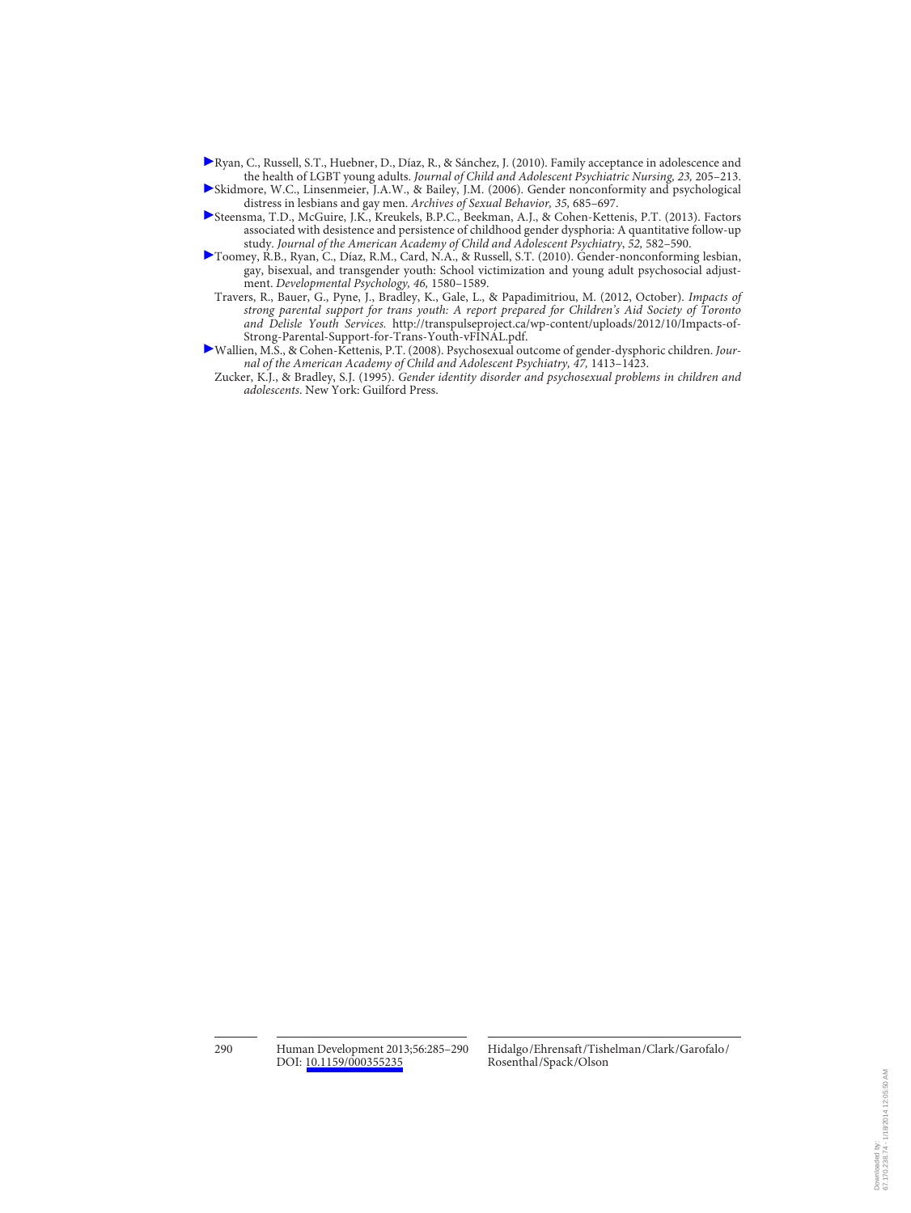Ryan, C., Russell, S.T., Huebner, D., Díaz, R., & Sánchez, J. (2010). Family acceptance in adolescence and the health of LGBT young adults. *Journal of Child and Adolescent Psychiatric Nursing, 23,* 205–213.

Skidmore, W.C., Linsenmeier, J.A.W., & Bailey, J.M. (2006). Gender nonconformity and psychological distress in lesbians and gay men. *Archives of Sexual Behavior, 35,* 685–697.

Steensma, T.D., McGuire, J.K., Kreukels, B.P.C., Beekman, A.J., & Cohen-Kettenis, P.T. (2013). Factors associated with desistence and persistence of childhood gender dysphoria: A quantitative follow-up study. *Journal of the American Academy of Child and Adolescent Psychiatry*, *52,* 582–590.

Toomey, R.B., Ryan, C., Díaz, R.M., Card, N.A., & Russell, S.T. (2010). Gender-nonconforming lesbian, gay, bisexual, and transgender youth: School victimization and young adult psychosocial adjustment. *Developmental Psychology, 46,* 1580–1589.

Travers, R., Bauer, G., Pyne, J., Bradley, K., Gale, L., & Papadimitriou, M. (2012, October). *Impacts of strong parental support for trans youth: A report prepared for Children's Aid Society of Toronto and Delisle Youth Services.* http://transpulseproject.ca/wp-content/uploads/2012/10/Impacts-of-Strong-Parental-Support-for-Trans-Youth-vFINAL.pdf.

Wallien, M.S., & Cohen-Kettenis, P.T. (2008). Psychosexual outcome of gender-dysphoric children. *Journal of the American Academy of Child and Adolescent Psychiatry, 47,* 1413–1423.

Zucker, K.J., & Bradley, S.J. (1995). *Gender identity disorder and psychosexual problems in children and adolescents*. New York: Guilford Press.